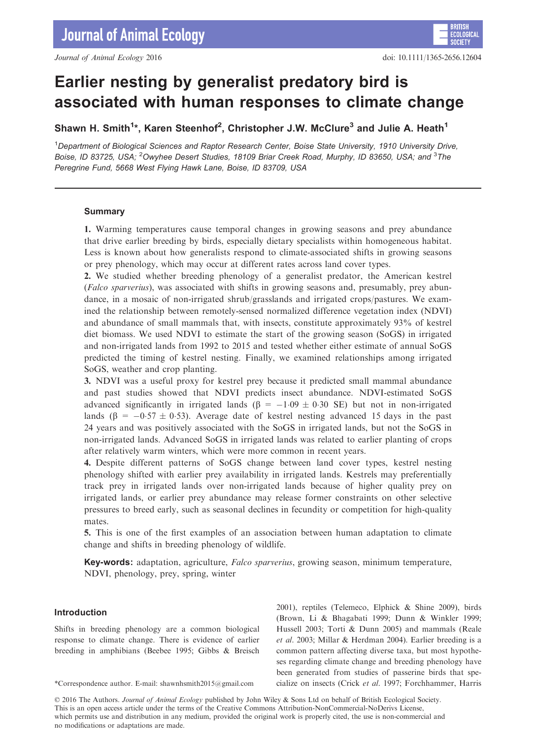# Earlier nesting by generalist predatory bird is associated with human responses to climate change

**Shawn H. Smith[1]\*, Karen Steenhof[2], Christopher J.W. McClure[3] and Julie A. Heath[1]**

[1]Department of Biological Sciences and Raptor Research Center, Boise State University, 1910 University Drive, Boise, ID 83725, USA; [2]Owyhee Desert Studies, 18109 Briar Creek Road, Murphy, ID 83650, USA; and [3]The Peregrine Fund, 5668 West Flying Hawk Lane, Boise, ID 83709, USA

## Summary

**1.** Warming temperatures cause temporal changes in growing seasons and prey abundance that drive earlier breeding by birds, especially dietary specialists within homogeneous habitat. Less is known about how generalists respond to climate-associated shifts in growing seasons or prey phenology, which may occur at different rates across land cover types.

**2.** We studied whether breeding phenology of a generalist predator, the American kestrel (*Falco sparverius*), was associated with shifts in growing seasons and, presumably, prey abundance, in a mosaic of non-irrigated shrub/grasslands and irrigated crops/pastures. We examined the relationship between remotely-sensed normalized difference vegetation index (NDVI) and abundance of small mammals that, with insects, constitute approximately 93% of kestrel diet biomass. We used NDVI to estimate the start of the growing season (SoGS) in irrigated and non-irrigated lands from 1992 to 2015 and tested whether either estimate of annual SoGS predicted the timing of kestrel nesting. Finally, we examined relationships among irrigated SoGS, weather and crop planting.

**3.** NDVI was a useful proxy for kestrel prey because it predicted small mammal abundance and past studies showed that NDVI predicts insect abundance. NDVI-estimated SoGS advanced significantly in irrigated lands ($\beta = -1{\cdot}09 \pm 0{\cdot}30$ SE) but not in non-irrigated lands ($\beta = -0{\cdot}57 \pm 0{\cdot}53$). Average date of kestrel nesting advanced 15 days in the past 24 years and was positively associated with the SoGS in irrigated lands, but not the SoGS in non-irrigated lands. Advanced SoGS in irrigated lands was related to earlier planting of crops after relatively warm winters, which were more common in recent years.

**4.** Despite different patterns of SoGS change between land cover types, kestrel nesting phenology shifted with earlier prey availability in irrigated lands. Kestrels may preferentially track prey in irrigated lands over non-irrigated lands because of higher quality prey on irrigated lands, or earlier prey abundance may release former constraints on other selective pressures to breed early, such as seasonal declines in fecundity or competition for high-quality mates.

**5.** This is one of the first examples of an association between human adaptation to climate change and shifts in breeding phenology of wildlife.

**Key-words:** adaptation, agriculture, *Falco sparverius*, growing season, minimum temperature, NDVI, phenology, prey, spring, winter

## Introduction

Shifts in breeding phenology are a common biological response to climate change. There is evidence of earlier breeding in amphibians (Beebee 1995; Gibbs & Breisch 2001), reptiles (Telemeco, Elphick & Shine 2009), birds (Brown, Li & Bhagabati 1999; Dunn & Winkler 1999; Hussell 2003; Torti & Dunn 2005) and mammals (Reale *et al.* 2003; Millar & Herdman 2004). Earlier breeding is a common pattern affecting diverse taxa, but most hypotheses regarding climate change and breeding phenology have been generated from studies of passerine birds that specialize on insects (Crick *et al.* 1997; Forchhammer, Harris

\*Correspondence author. E-mail: shawnhsmith2015@gmail.com

© 2016 The Authors. *Journal of Animal Ecology* published by John Wiley & Sons Ltd on behalf of British Ecological Society. This is an open access article under the terms of the Creative Commons Attribution-NonCommercial-NoDerivs License, which permits use and distribution in any medium, provided the original work is properly cited, the use is non-commercial and no modifications or adaptations are made.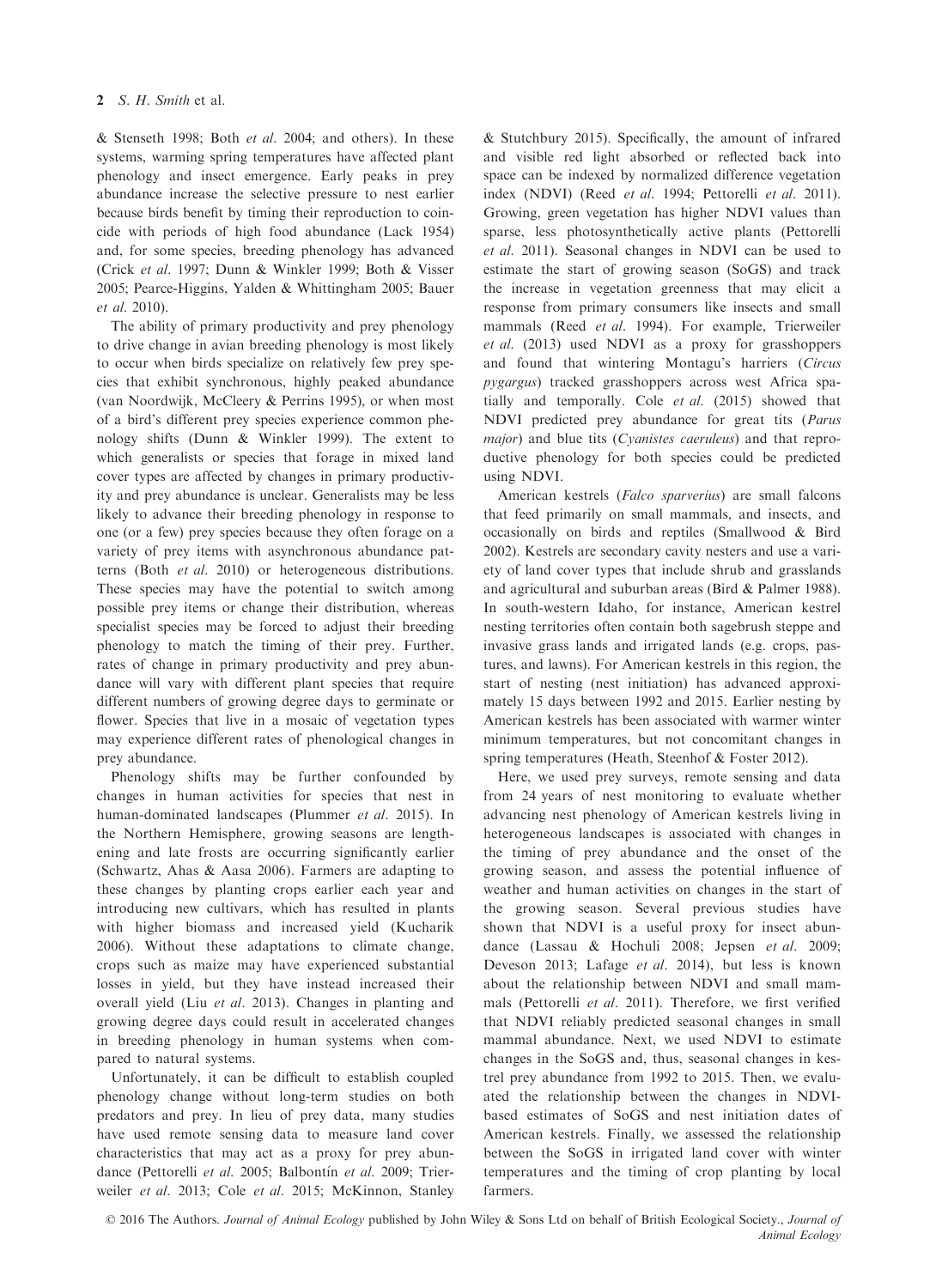& Stenseth 1998; Both *et al.* 2004; and others). In these systems, warming spring temperatures have affected plant phenology and insect emergence. Early peaks in prey abundance increase the selective pressure to nest earlier because birds benefit by timing their reproduction to coincide with periods of high food abundance (Lack 1954) and, for some species, breeding phenology has advanced (Crick *et al.* 1997; Dunn & Winkler 1999; Both & Visser 2005; Pearce-Higgins, Yalden & Whittingham 2005; Bauer *et al.* 2010).

The ability of primary productivity and prey phenology to drive change in avian breeding phenology is most likely to occur when birds specialize on relatively few prey species that exhibit synchronous, highly peaked abundance (van Noordwijk, McCleery & Perrins 1995), or when most of a bird's different prey species experience common phenology shifts (Dunn & Winkler 1999). The extent to which generalists or species that forage in mixed land cover types are affected by changes in primary productivity and prey abundance is unclear. Generalists may be less likely to advance their breeding phenology in response to one (or a few) prey species because they often forage on a variety of prey items with asynchronous abundance patterns (Both *et al.* 2010) or heterogeneous distributions. These species may have the potential to switch among possible prey items or change their distribution, whereas specialist species may be forced to adjust their breeding phenology to match the timing of their prey. Further, rates of change in primary productivity and prey abundance will vary with different plant species that require different numbers of growing degree days to germinate or flower. Species that live in a mosaic of vegetation types may experience different rates of phenological changes in prey abundance.

Phenology shifts may be further confounded by changes in human activities for species that nest in human-dominated landscapes (Plummer *et al.* 2015). In the Northern Hemisphere, growing seasons are lengthening and late frosts are occurring significantly earlier (Schwartz, Ahas & Aasa 2006). Farmers are adapting to these changes by planting crops earlier each year and introducing new cultivars, which has resulted in plants with higher biomass and increased yield (Kucharik 2006). Without these adaptations to climate change, crops such as maize may have experienced substantial losses in yield, but they have instead increased their overall yield (Liu *et al.* 2013). Changes in planting and growing degree days could result in accelerated changes in breeding phenology in human systems when compared to natural systems.

Unfortunately, it can be difficult to establish coupled phenology change without long-term studies on both predators and prey. In lieu of prey data, many studies have used remote sensing data to measure land cover characteristics that may act as a proxy for prey abundance (Pettorelli *et al.* 2005; Balbontín *et al.* 2009; Trierweiler *et al.* 2013; Cole *et al.* 2015; McKinnon, Stanley & Stutchbury 2015). Specifically, the amount of infrared and visible red light absorbed or reflected back into space can be indexed by normalized difference vegetation index (NDVI) (Reed *et al.* 1994; Pettorelli *et al.* 2011). Growing, green vegetation has higher NDVI values than sparse, less photosynthetically active plants (Pettorelli *et al.* 2011). Seasonal changes in NDVI can be used to estimate the start of growing season (SoGS) and track the increase in vegetation greenness that may elicit a response from primary consumers like insects and small mammals (Reed *et al.* 1994). For example, Trierweiler *et al.* (2013) used NDVI as a proxy for grasshoppers and found that wintering Montagu's harriers (*Circus pygargus*) tracked grasshoppers across west Africa spatially and temporally. Cole *et al.* (2015) showed that NDVI predicted prey abundance for great tits (*Parus major*) and blue tits (*Cyanistes caeruleus*) and that reproductive phenology for both species could be predicted using NDVI.

American kestrels (*Falco sparverius*) are small falcons that feed primarily on small mammals, and insects, and occasionally on birds and reptiles (Smallwood & Bird 2002). Kestrels are secondary cavity nesters and use a variety of land cover types that include shrub and grasslands and agricultural and suburban areas (Bird & Palmer 1988). In south-western Idaho, for instance, American kestrel nesting territories often contain both sagebrush steppe and invasive grass lands and irrigated lands (e.g. crops, pastures, and lawns). For American kestrels in this region, the start of nesting (nest initiation) has advanced approximately 15 days between 1992 and 2015. Earlier nesting by American kestrels has been associated with warmer winter minimum temperatures, but not concomitant changes in spring temperatures (Heath, Steenhof & Foster 2012).

Here, we used prey surveys, remote sensing and data from 24 years of nest monitoring to evaluate whether advancing nest phenology of American kestrels living in heterogeneous landscapes is associated with changes in the timing of prey abundance and the onset of the growing season, and assess the potential influence of weather and human activities on changes in the start of the growing season. Several previous studies have shown that NDVI is a useful proxy for insect abundance (Lassau & Hochuli 2008; Jepsen *et al.* 2009; Deveson 2013; Lafage *et al.* 2014), but less is known about the relationship between NDVI and small mammals (Pettorelli *et al.* 2011). Therefore, we first verified that NDVI reliably predicted seasonal changes in small mammal abundance. Next, we used NDVI to estimate changes in the SoGS and, thus, seasonal changes in kestrel prey abundance from 1992 to 2015. Then, we evaluated the relationship between the changes in NDVI-based estimates of SoGS and nest initiation dates of American kestrels. Finally, we assessed the relationship between the SoGS in irrigated land cover with winter temperatures and the timing of crop planting by local farmers.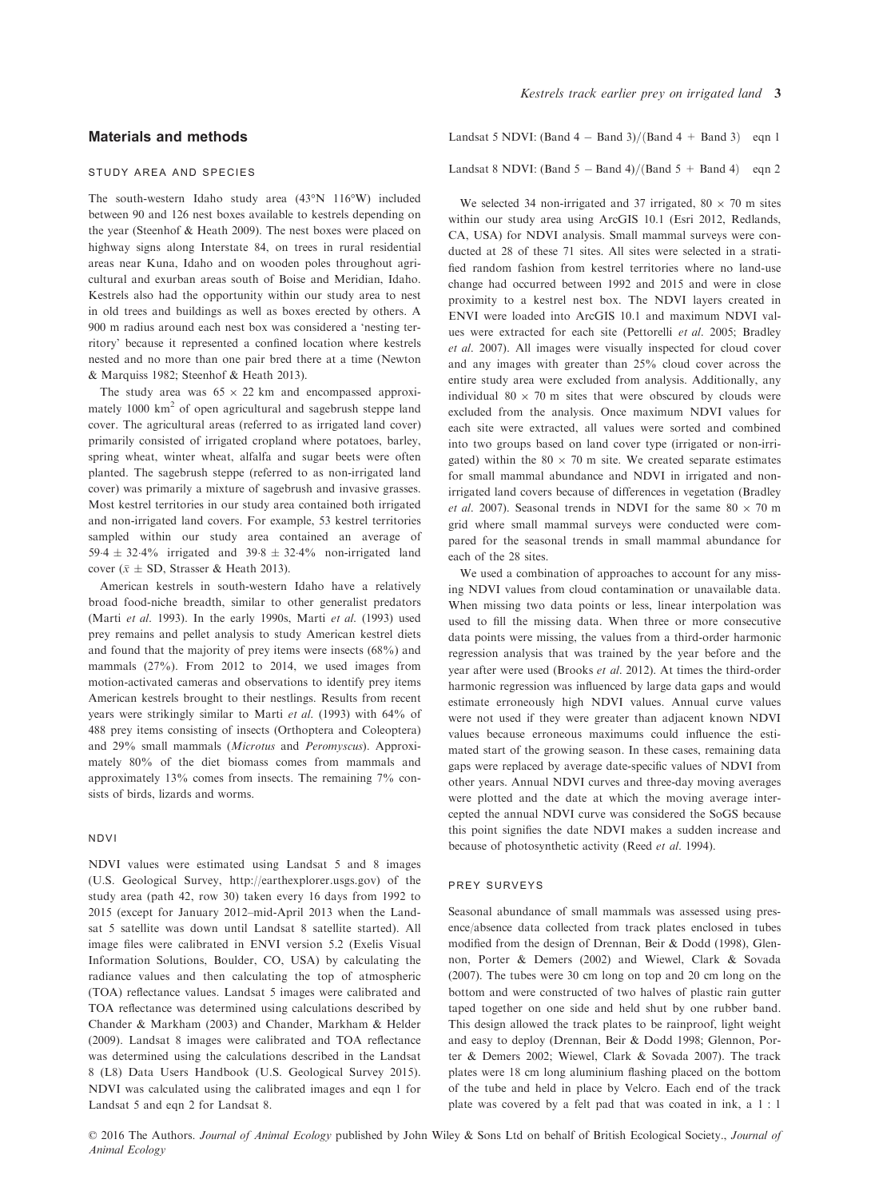## Materials and methods

### STUDY AREA AND SPECIES

The south-western Idaho study area (43°N 116°W) included between 90 and 126 nest boxes available to kestrels depending on the year (Steenhof & Heath 2009). The nest boxes were placed on highway signs along Interstate 84, on trees in rural residential areas near Kuna, Idaho and on wooden poles throughout agricultural and exurban areas south of Boise and Meridian, Idaho. Kestrels also had the opportunity within our study area to nest in old trees and buildings as well as boxes erected by others. A 900 m radius around each nest box was considered a 'nesting territory' because it represented a confined location where kestrels nested and no more than one pair bred there at a time (Newton & Marquiss 1982; Steenhof & Heath 2013).

The study area was 65 × 22 km and encompassed approximately 1000 km$^2$ of open agricultural and sagebrush steppe land cover. The agricultural areas (referred to as irrigated land cover) primarily consisted of irrigated cropland where potatoes, barley, spring wheat, winter wheat, alfalfa and sugar beets were often planted. The sagebrush steppe (referred to as non-irrigated land cover) was primarily a mixture of sagebrush and invasive grasses. Most kestrel territories in our study area contained both irrigated and non-irrigated land covers. For example, 53 kestrel territories sampled within our study area contained an average of 59·4 ± 32·4% irrigated and 39·8 ± 32·4% non-irrigated land cover ($\bar{x}$ ± SD, Strasser & Heath 2013).

American kestrels in south-western Idaho have a relatively broad food-niche breadth, similar to other generalist predators (Marti *et al.* 1993). In the early 1990s, Marti *et al.* (1993) used prey remains and pellet analysis to study American kestrel diets and found that the majority of prey items were insects (68%) and mammals (27%). From 2012 to 2014, we used images from motion-activated cameras and observations to identify prey items American kestrels brought to their nestlings. Results from recent years were strikingly similar to Marti *et al.* (1993) with 64% of 488 prey items consisting of insects (Orthoptera and Coleoptera) and 29% small mammals (*Microtus* and *Peromyscus*). Approximately 80% of the diet biomass comes from mammals and approximately 13% comes from insects. The remaining 7% consists of birds, lizards and worms.

### NDVI

NDVI values were estimated using Landsat 5 and 8 images (U.S. Geological Survey, http://earthexplorer.usgs.gov) of the study area (path 42, row 30) taken every 16 days from 1992 to 2015 (except for January 2012–mid-April 2013 when the Landsat 5 satellite was down until Landsat 8 satellite started). All image files were calibrated in ENVI version 5.2 (Exelis Visual Information Solutions, Boulder, CO, USA) by calculating the radiance values and then calculating the top of atmospheric (TOA) reflectance values. Landsat 5 images were calibrated and TOA reflectance was determined using calculations described by Chander & Markham (2003) and Chander, Markham & Helder (2009). Landsat 8 images were calibrated and TOA reflectance was determined using the calculations described in the Landsat 8 (L8) Data Users Handbook (U.S. Geological Survey 2015). NDVI was calculated using the calibrated images and eqn 1 for Landsat 5 and eqn 2 for Landsat 8.

$$\text{Landsat 5 NDVI: (Band 4 − Band 3)/(Band 4 + Band 3)} \quad \text{eqn 1}$$

$$\text{Landsat 8 NDVI: (Band 5 − Band 4)/(Band 5 + Band 4)} \quad \text{eqn 2}$$

We selected 34 non-irrigated and 37 irrigated, 80 × 70 m sites within our study area using ArcGIS 10.1 (Esri 2012, Redlands, CA, USA) for NDVI analysis. Small mammal surveys were conducted at 28 of these 71 sites. All sites were selected in a stratified random fashion from kestrel territories where no land-use change had occurred between 1992 and 2015 and were in close proximity to a kestrel nest box. The NDVI layers created in ENVI were loaded into ArcGIS 10.1 and maximum NDVI values for each site were extracted (Pettorelli *et al.* 2005; Bradley *et al.* 2007). All images were visually inspected for cloud cover and any images with greater than 25% cloud cover across the entire study area were excluded from analysis. Additionally, any individual 80 × 70 m sites that were obscured by clouds were excluded from the analysis. Once maximum NDVI values for each site were extracted, all values were sorted and combined into two groups based on land cover type (irrigated or non-irrigated) within the 80 × 70 m site. We created separate estimates for small mammal abundance and NDVI in irrigated and non-irrigated land covers because of differences in vegetation (Bradley *et al.* 2007). Seasonal trends in NDVI for the same 80 × 70 m grid where small mammal surveys were conducted were compared for the seasonal trends in small mammal abundance for each of the 28 sites.

We used a combination of approaches to account for any missing NDVI values from cloud contamination or unavailable data. When missing two data points or less, linear interpolation was used to fill the missing data. When three or more consecutive data points were missing, the values from a third-order harmonic regression analysis that was trained by the year before and the year after were used (Brooks *et al.* 2012). At times the third-order harmonic regression was influenced by large data gaps and would estimate erroneously high NDVI values. Annual curve values were not used if they were greater than adjacent known NDVI values because erroneous maximums could influence the estimated start of the growing season. In these cases, remaining data gaps were replaced by average date-specific values of NDVI from other years. Annual NDVI curves and three-day moving averages were plotted and the date at which the moving average intercepted the annual NDVI curve was considered the SoGS because this point signifies the date NDVI makes a sudden increase and because of photosynthetic activity (Reed *et al.* 1994).

### PREY SURVEYS

Seasonal abundance of small mammals was assessed using presence/absence data collected from track plates enclosed in tubes modified from the design of Drennan, Beir & Dodd (1998), Glennon, Porter & Demers (2002) and Wiewel, Clark & Sovada (2007). The tubes were 30 cm long on top and 20 cm long on the bottom and were constructed of two halves of plastic rain gutter taped together on one side and held shut by one rubber band. This design allowed the track plates to be rainproof, light weight and easy to deploy (Drennan, Beir & Dodd 1998; Glennon, Porter & Demers 2002; Wiewel, Clark & Sovada 2007). The track plates were 18 cm long aluminium flashing placed on the bottom of the tube and held in place by Velcro. Each end of the track plate was covered by a felt pad that was coated in ink, a 1 : 1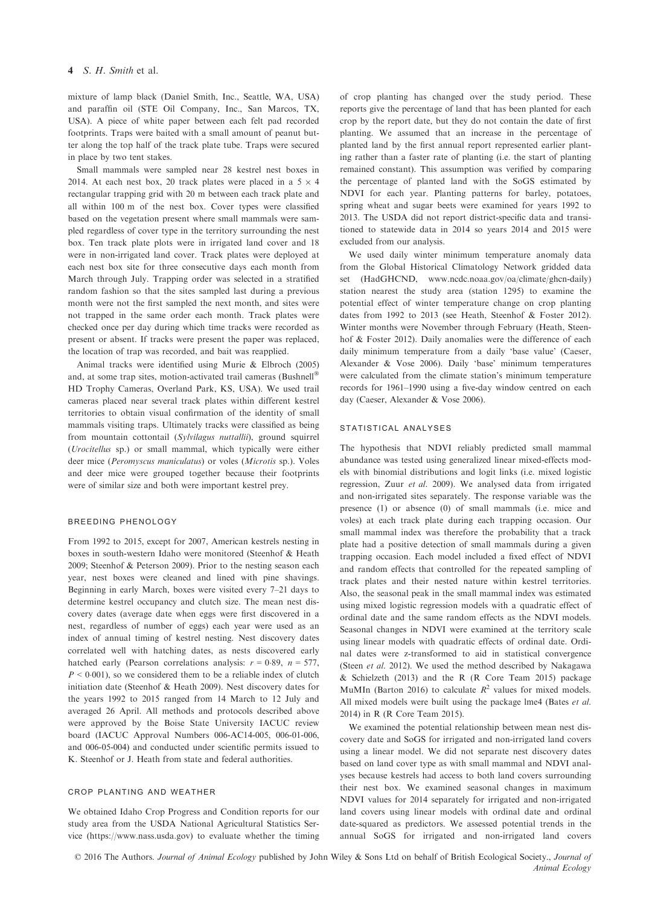mixture of lamp black (Daniel Smith, Inc., Seattle, WA, USA) and paraffin oil (STE Oil Company, Inc., San Marcos, TX, USA). A piece of white paper between each felt pad recorded footprints. Traps were baited with a small amount of peanut butter along the top half of the track plate tube. Traps were secured in place by two tent stakes.

Small mammals were sampled near 28 kestrel nest boxes in 2014. At each nest box, 20 track plates were placed in a 5 × 4 rectangular trapping grid with 20 m between each track plate and all within 100 m of the nest box. Cover types were classified based on the vegetation present where small mammals were sampled regardless of cover type in the territory surrounding the nest box. Ten track plate plots were in irrigated land cover and 18 were in non-irrigated land cover. Track plates were deployed at each nest box site for three consecutive days each month from March through July. Trapping order was selected in a stratified random fashion so that the sites sampled last during a previous month were not the first sampled the next month, and sites were not trapped in the same order each month. Track plates were checked once per day during which time tracks were recorded as present or absent. If tracks were present the paper was replaced, the location of trap was recorded, and bait was reapplied.

Animal tracks were identified using Murie & Elbroch (2005) and, at some trap sites, motion-activated trail cameras (Bushnell® HD Trophy Cameras, Overland Park, KS, USA). We used trail cameras placed near several track plates within different kestrel territories to obtain visual confirmation of the identity of small mammals visiting traps. Ultimately tracks were classified as being from mountain cottontail (*Sylvilagus nuttallii*), ground squirrel (*Urocitellus* sp.) or small mammal, which typically were either deer mice (*Peromyscus maniculatus*) or voles (*Microtis* sp.). Voles and deer mice were grouped together because their footprints were of similar size and both were important kestrel prey.

## BREEDING PHENOLOGY

From 1992 to 2015, except for 2007, American kestrels nesting in boxes in south-western Idaho were monitored (Steenhof & Heath 2009; Steenhof & Peterson 2009). Prior to the nesting season each year, nest boxes were cleaned and lined with pine shavings. Beginning in early March, boxes were visited every 7–21 days to determine kestrel occupancy and clutch size. The mean nest discovery dates (average date when eggs were first discovered in a nest, regardless of number of eggs) each year were used as an index of annual timing of kestrel nesting. Nest discovery dates correlated well with hatching dates, as nests discovered early hatched early (Pearson correlations analysis: $r = 0{\cdot}89$, $n = 577$, $P < 0{\cdot}001$), so we considered them to be a reliable index of clutch initiation date (Steenhof & Heath 2009). Nest discovery dates for the years 1992 to 2015 ranged from 14 March to 12 July and averaged 26 April. All methods and protocols described above were approved by the Boise State University IACUC review board (IACUC Approval Numbers 006-AC14-005, 006-01-006, and 006-05-004) and conducted under scientific permits issued to K. Steenhof or J. Heath from state and federal authorities.

## CROP PLANTING AND WEATHER

We obtained Idaho Crop Progress and Condition reports for our study area from the USDA National Agricultural Statistics Service (https://www.nass.usda.gov) to evaluate whether the timing of crop planting has changed over the study period. These reports give the percentage of land that has been planted for each crop by the report date, but they do not contain the date of first planting. We assumed that an increase in the percentage of planted land by the first annual report represented earlier planting rather than a faster rate of planting (i.e. the start of planting remained constant). This assumption was verified by comparing the percentage of planted land with the SoGS estimated by NDVI for each year. Planting patterns for barley, potatoes, spring wheat and sugar beets were examined for years 1992 to 2013. The USDA did not report district-specific data and transitioned to statewide data in 2014 so years 2014 and 2015 were excluded from our analysis.

We used daily winter minimum temperature anomaly data from the Global Historical Climatology Network gridded data set (HadGHCND, www.ncdc.noaa.gov/oa/climate/ghcn-daily) station nearest the study area (station 1295) to examine the potential effect of winter temperature change on crop planting dates from 1992 to 2013 (see Heath, Steenhof & Foster 2012). Winter months were November through February (Heath, Steenhof & Foster 2012). Daily anomalies were the difference of each daily minimum temperature from a daily 'base value' (Caeser, Alexander & Vose 2006). Daily 'base' minimum temperatures were calculated from the climate station's minimum temperature records for 1961–1990 using a five-day window centred on each day (Caeser, Alexander & Vose 2006).

## STATISTICAL ANALYSES

The hypothesis that NDVI reliably predicted small mammal abundance was tested using generalized linear mixed-effects models with binomial distributions and logit links (i.e. mixed logistic regression, Zuur *et al.* 2009). We analysed data from irrigated and non-irrigated sites separately. The response variable was the presence (1) or absence (0) of small mammals (i.e. mice and voles) at each track plate during each trapping occasion. Our small mammal index was therefore the probability that a track plate had a positive detection of small mammals during a given trapping occasion. Each model included a fixed effect of NDVI and random effects that controlled for the repeated sampling of track plates and their nested nature within kestrel territories. Also, the seasonal peak in the small mammal index was estimated using mixed logistic regression models with a quadratic effect of ordinal date and the same random effects as the NDVI models. Seasonal changes in NDVI were examined at the territory scale using linear models with quadratic effects of ordinal date. Ordinal dates were z-transformed to aid in statistical convergence (Steen *et al.* 2012). We used the method described by Nakagawa & Schielzeth (2013) and the R (R Core Team 2015) package MuMIn (Barton 2016) to calculate $R^2$ values for mixed models. All mixed models were built using the package lme4 (Bates *et al.* 2014) in R (R Core Team 2015).

We examined the potential relationship between mean nest discovery date and SoGS for irrigated and non-irrigated land covers using a linear model. We did not separate nest discovery dates based on land cover type as with small mammal and NDVI analyses because kestrels had access to both land covers surrounding their nest box. We examined seasonal changes in maximum NDVI values for 2014 separately for irrigated and non-irrigated land covers using linear models with ordinal date and ordinal date-squared as predictors. We assessed potential trends in the annual SoGS for irrigated and non-irrigated land covers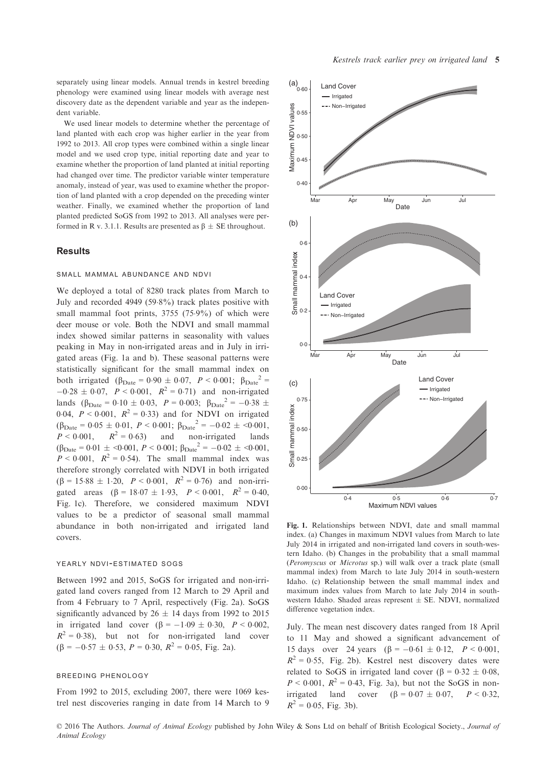separately using linear models. Annual trends in kestrel breeding phenology were examined using linear models with average nest discovery date as the dependent variable and year as the independent variable.

We used linear models to determine whether the percentage of land planted with each crop was higher earlier in the year from 1992 to 2013. All crop types were combined within a single linear model and we used crop type, initial reporting date and year to examine whether the proportion of land planted at initial reporting had changed over time. The predictor variable winter temperature anomaly, instead of year, was used to examine whether the proportion of land planted with a crop depended on the preceding winter weather. Finally, we examined whether the proportion of land planted predicted SoGS from 1992 to 2013. All analyses were performed in R v. 3.1.1. Results are presented as $\beta \pm$ SE throughout.

## Results

### SMALL MAMMAL ABUNDANCE AND NDVI

We deployed a total of 8280 track plates from March to July and recorded 4949 (59·8%) track plates positive with small mammal foot prints, 3755 (75·9%) of which were deer mouse or vole. Both the NDVI and small mammal index showed similar patterns in seasonality with values peaking in May in non-irrigated areas and in July in irrigated areas (Fig. 1a and b). These seasonal patterns were statistically significant for the small mammal index on both irrigated ($\beta_{Date} = 0{\cdot}90 \pm 0{\cdot}07$, $P < 0{\cdot}001$; $\beta_{Date}{}^2 = -0{\cdot}28 \pm 0{\cdot}07$, $P < 0{\cdot}001$, $R^2 = 0{\cdot}71$) and non-irrigated lands ($\beta_{Date} = 0{\cdot}10 \pm 0{\cdot}03$, $P = 0{\cdot}003$; $\beta_{Date}{}^2 = -0{\cdot}38 \pm 0{\cdot}04$, $P < 0{\cdot}001$, $R^2 = 0{\cdot}33$) and for NDVI on irrigated ($\beta_{Date} = 0{\cdot}05 \pm 0{\cdot}01$, $P < 0{\cdot}001$; $\beta_{Date}{}^2 = -0{\cdot}02 \pm <0{\cdot}001$, $P < 0{\cdot}001$, $R^2 = 0{\cdot}63$) and non-irrigated lands ($\beta_{Date} = 0{\cdot}01 \pm <0{\cdot}001$, $P < 0{\cdot}001$; $\beta_{Date}{}^2 = -0{\cdot}02 \pm <0{\cdot}001$, $P < 0{\cdot}001$, $R^2 = 0{\cdot}54$). The small mammal index was therefore strongly correlated with NDVI in both irrigated ($\beta = 15{\cdot}88 \pm 1{\cdot}20$, $P < 0{\cdot}001$, $R^2 = 0{\cdot}76$) and non-irrigated areas ($\beta = 18{\cdot}07 \pm 1{\cdot}93$, $P < 0{\cdot}001$, $R^2 = 0{\cdot}40$, Fig. 1c). Therefore, we considered maximum NDVI values to be a predictor of seasonal small mammal abundance in both non-irrigated and irrigated land covers.

### YEARLY NDVI-ESTIMATED SOGS

Between 1992 and 2015, SoGS for irrigated and non-irrigated land covers ranged from 12 March to 29 April and from 4 February to 7 April, respectively (Fig. 2a). SoGS significantly advanced by 26 ± 14 days from 1992 to 2015 in irrigated land cover ($\beta = -1{\cdot}09 \pm 0{\cdot}30$, $P < 0{\cdot}002$, $R^2 = 0{\cdot}38$), but not for non-irrigated land cover ($\beta = -0{\cdot}57 \pm 0{\cdot}53$, $P = 0{\cdot}30$, $R^2 = 0{\cdot}05$, Fig. 2a).

### BREEDING PHENOLOGY

From 1992 to 2015, excluding 2007, there were 1069 kestrel nest discoveries ranging in date from 14 March to 9 July. The mean nest discovery dates ranged from 18 April to 11 May and showed a significant advancement of 15 days over 24 years ($\beta = -0{\cdot}61 \pm 0{\cdot}12$, $P < 0{\cdot}001$, $R^2 = 0{\cdot}55$, Fig. 2b). Kestrel nest discovery dates were related to SoGS in irrigated land cover ($\beta = 0{\cdot}32 \pm 0{\cdot}08$, $P < 0{\cdot}001$, $R^2 = 0{\cdot}43$, Fig. 3a), but not the SoGS in non-irrigated land cover ($\beta = 0{\cdot}07 \pm 0{\cdot}07$, $P < 0{\cdot}32$, $R^2 = 0{\cdot}05$, Fig. 3b).

**Fig. 1.** Relationships between NDVI, date and small mammal index. (a) Changes in maximum NDVI values from March to late July 2014 in irrigated and non-irrigated land covers in south-western Idaho. (b) Changes in the probability that a small mammal (*Peromyscus* or *Microtus* sp.) will walk over a track plate (small mammal index) from March to late July 2014 in south-western Idaho. (c) Relationship between the small mammal index and maximum index values from March to late July 2014 in south-western Idaho. Shaded areas represent ± SE. NDVI, normalized difference vegetation index.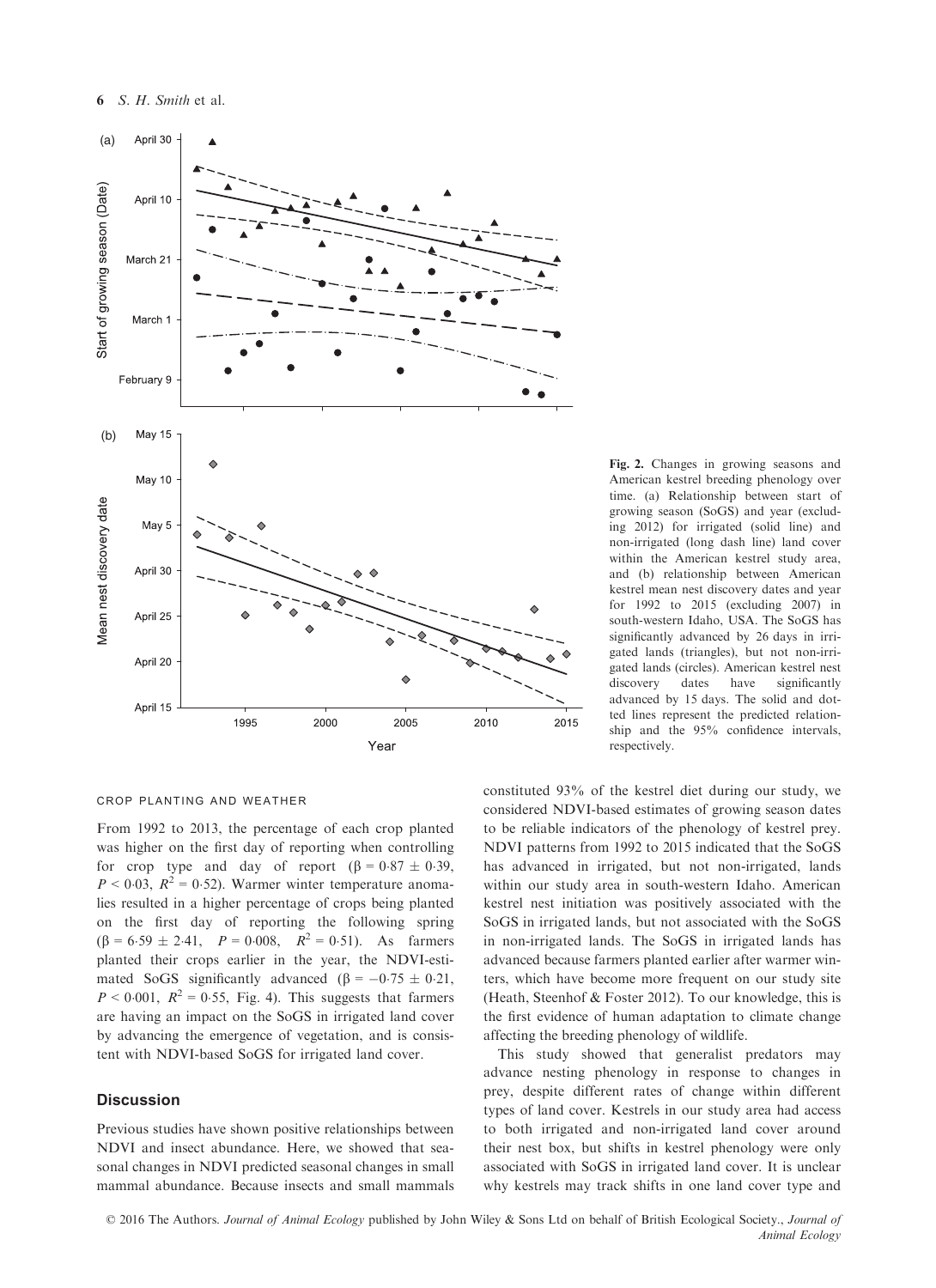Fig. 2. Changes in growing seasons and American kestrel breeding phenology over time. (a) Relationship between start of growing season (SoGS) and year (excluding 2012) for irrigated (solid line) and non-irrigated (long dash line) land cover within the American kestrel study area, and (b) relationship between American kestrel mean nest discovery dates and year for 1992 to 2015 (excluding 2007) in south-western Idaho, USA. The SoGS has significantly advanced by 26 days in irrigated lands (triangles), but not non-irrigated lands (circles). American kestrel nest discovery dates have significantly advanced by 15 days. The solid and dotted lines represent the predicted relationship and the 95% confidence intervals, respectively.

### CROP PLANTING AND WEATHER

From 1992 to 2013, the percentage of each crop planted was higher on the first day of reporting when controlling for crop type and day of report ($\beta = 0{\cdot}87 \pm 0{\cdot}39$, $P < 0{\cdot}03$, $R^2 = 0{\cdot}52$). Warmer winter temperature anomalies resulted in a higher percentage of crops being planted on the first day of reporting the following spring ($\beta = 6{\cdot}59 \pm 2{\cdot}41$, $P = 0{\cdot}008$, $R^2 = 0{\cdot}51$). As farmers planted their crops earlier in the year, the NDVI-estimated SoGS significantly advanced ($\beta = -0{\cdot}75 \pm 0{\cdot}21$, $P < 0{\cdot}001$, $R^2 = 0{\cdot}55$, Fig. 4). This suggests that farmers are having an impact on the SoGS in irrigated land cover by advancing the emergence of vegetation, and is consistent with NDVI-based SoGS for irrigated land cover.

## Discussion

Previous studies have shown positive relationships between NDVI and insect abundance. Here, we showed that seasonal changes in NDVI predicted seasonal changes in small mammal abundance. Because insects and small mammals constituted 93% of the kestrel diet during our study, we considered NDVI-based estimates of growing season dates to be reliable indicators of the phenology of kestrel prey. NDVI patterns from 1992 to 2015 indicated that the SoGS has advanced in irrigated, but not non-irrigated, lands within our study area in south-western Idaho. American kestrel nest initiation was positively associated with the SoGS in irrigated lands, but not associated with the SoGS in non-irrigated lands. The SoGS in irrigated lands has advanced because farmers planted earlier after warmer winters, which have become more frequent on our study site (Heath, Steenhof & Foster 2012). To our knowledge, this is the first evidence of human adaptation to climate change affecting the breeding phenology of wildlife.

This study showed that generalist predators may advance nesting phenology in response to changes in prey, despite different rates of change within different types of land cover. Kestrels in our study area had access to both irrigated and non-irrigated land cover around their nest box, but shifts in kestrel phenology were only associated with SoGS in irrigated land cover. It is unclear why kestrels may track shifts in one land cover type and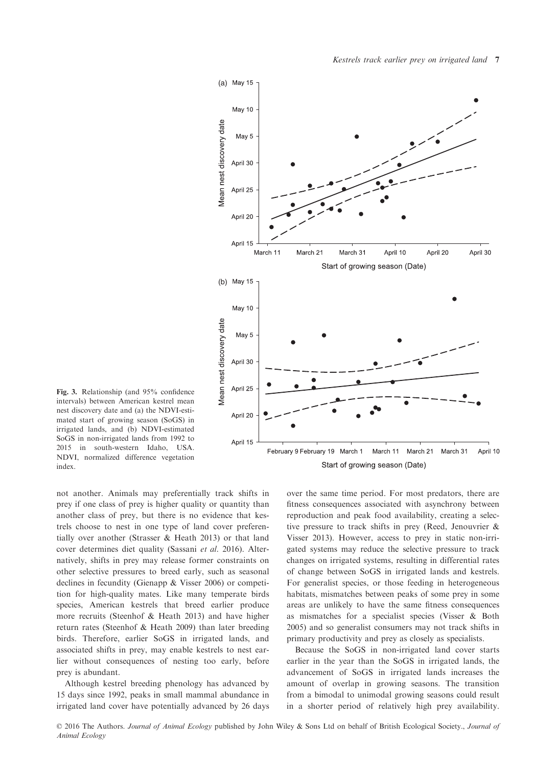Fig. 3. Relationship (and 95% confidence intervals) between American kestrel mean nest discovery date and (a) the NDVI-estimated start of growing season (SoGS) in irrigated lands, and (b) NDVI-estimated SoGS in non-irrigated lands from 1992 to 2015 in south-western Idaho, USA. NDVI, normalized difference vegetation index.

not another. Animals may preferentially track shifts in prey if one class of prey is higher quality or quantity than another class of prey, but there is no evidence that kestrels choose to nest in one type of land cover preferentially over another (Strasser & Heath 2013) or that land cover determines diet quality (Sassani *et al.* 2016). Alternatively, shifts in prey may release former constraints on other selective pressures to breed early, such as seasonal declines in fecundity (Gienapp & Visser 2006) or competition for high-quality mates. Like many temperate birds species, American kestrels that breed earlier produce more recruits (Steenhof & Heath 2013) and have higher return rates (Steenhof & Heath 2009) than later breeding birds. Therefore, earlier SoGS in irrigated lands, and associated shifts in prey, may enable kestrels to nest earlier without consequences of nesting too early, before prey is abundant.

Although kestrel breeding phenology has advanced by 15 days since 1992, peaks in small mammal abundance in irrigated land cover have potentially advanced by 26 days over the same time period. For most predators, there are fitness consequences associated with asynchrony between reproduction and peak food availability, creating a selective pressure to track shifts in prey (Reed, Jenouvrier & Visser 2013). However, access to prey in static non-irrigated systems may reduce the selective pressure to track changes on irrigated systems, resulting in differential rates of change between SoGS in irrigated lands and kestrels. For generalist species, or those feeding in heterogeneous habitats, mismatches between peaks of some prey in some areas are unlikely to have the same fitness consequences as mismatches for a specialist species (Visser & Both 2005) and so generalist consumers may not track shifts in primary productivity and prey as closely as specialists.

Because the SoGS in non-irrigated land cover starts earlier in the year than the SoGS in irrigated lands, the advancement of SoGS in irrigated lands increases the amount of overlap in growing seasons. The transition from a bimodal to unimodal growing seasons could result in a shorter period of relatively high prey availability.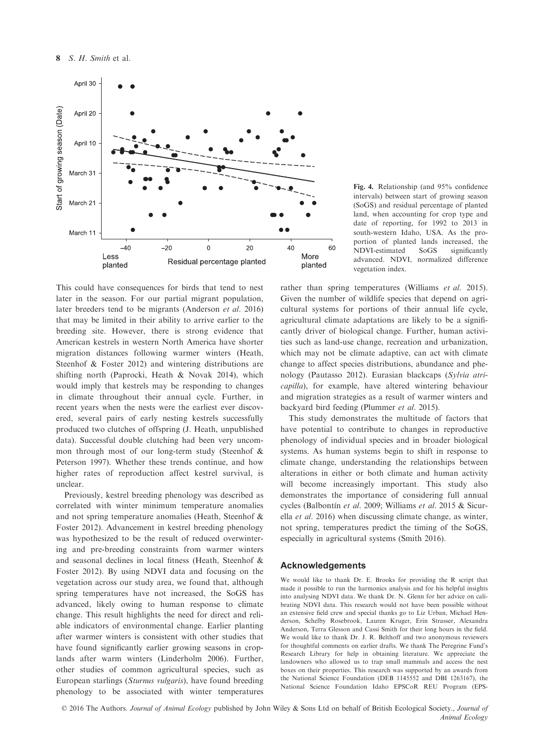Fig. 4. Relationship (and 95% confidence intervals) between start of growing season (SoGS) and residual percentage of planted land, when accounting for crop type and date of reporting, for 1992 to 2013 in south-western Idaho, USA. As the proportion of planted lands increased, the NDVI-estimated SoGS significantly advanced. NDVI, normalized difference vegetation index.

This could have consequences for birds that tend to nest later in the season. For our partial migrant population, later breeders tend to be migrants (Anderson *et al.* 2016) that may be limited in their ability to arrive earlier to the breeding site. However, there is strong evidence that American kestrels in western North America have shorter migration distances following warmer winters (Heath, Steenhof & Foster 2012) and wintering distributions are shifting north (Paprocki, Heath & Novak 2014), which would imply that kestrels may be responding to changes in climate throughout their annual cycle. Further, in recent years when the nests were the earliest ever discovered, several pairs of early nesting kestrels successfully produced two clutches of offspring (J. Heath, unpublished data). Successful double clutching had been very uncommon through most of our long-term study (Steenhof & Peterson 1997). Whether these trends continue, and how higher rates of reproduction affect kestrel survival, is unclear.

Previously, kestrel breeding phenology was described as correlated with winter minimum temperature anomalies and not spring temperature anomalies (Heath, Steenhof & Foster 2012). Advancement in kestrel breeding phenology was hypothesized to be the result of reduced overwintering and pre-breeding constraints from warmer winters and seasonal declines in local fitness (Heath, Steenhof & Foster 2012). By using NDVI data and focusing on the vegetation across our study area, we found that, although spring temperatures have not increased, the SoGS has advanced, likely owing to human response to climate change. This result highlights the need for direct and reliable indicators of environmental change. Earlier planting after warmer winters is consistent with other studies that have found significantly earlier growing seasons in croplands after warm winters (Linderholm 2006). Further, other studies of common agricultural species, such as European starlings (*Sturnus vulgaris*), have found breeding phenology to be associated with winter temperatures rather than spring temperatures (Williams *et al.* 2015). Given the number of wildlife species that depend on agricultural systems for portions of their annual life cycle, agricultural climate adaptations are likely to be a significantly driver of biological change. Further, human activities such as land-use change, recreation and urbanization, which may not be climate adaptive, can act with climate change to affect species distributions, abundance and phenology (Pautasso 2012). Eurasian blackcaps (*Sylvia atricapilla*), for example, have altered wintering behaviour and migration strategies as a result of warmer winters and backyard bird feeding (Plummer *et al.* 2015).

This study demonstrates the multitude of factors that have potential to contribute to changes in reproductive phenology of individual species and in broader biological systems. As human systems begin to shift in response to climate change, understanding the relationships between alterations in either or both climate and human activity will become increasingly important. This study also demonstrates the importance of considering full annual cycles (Balbontín *et al.* 2009; Williams *et al.* 2015 & Sicurella *et al.* 2016) when discussing climate change, as winter, not spring, temperatures predict the timing of the SoGS, especially in agricultural systems (Smith 2016).

## Acknowledgements

We would like to thank Dr. E. Brooks for providing the R script that made it possible to run the harmonics analysis and for his helpful insights into analysing NDVI data. We thank Dr. N. Glenn for her advice on calibrating NDVI data. This research would not have been possible without an extensive field crew and special thanks go to Liz Urban, Michael Henderson, Schelby Rosebrook, Lauren Kruger, Erin Strasser, Alexandra Anderson, Terra Glesson and Cassi Smith for their long hours in the field. We would like to thank Dr. J. R. Belthoff and two anonymous reviewers for thoughtful comments on earlier drafts. We thank The Peregrine Fund's Research Library for help in obtaining literature. We appreciate the landowners who allowed us to trap small mammals and access the nest boxes on their properties. This research was supported by an awards from the National Science Foundation (DEB 1145552 and DBI 1263167), the National Science Foundation Idaho EPSCoR REU Program (EPS-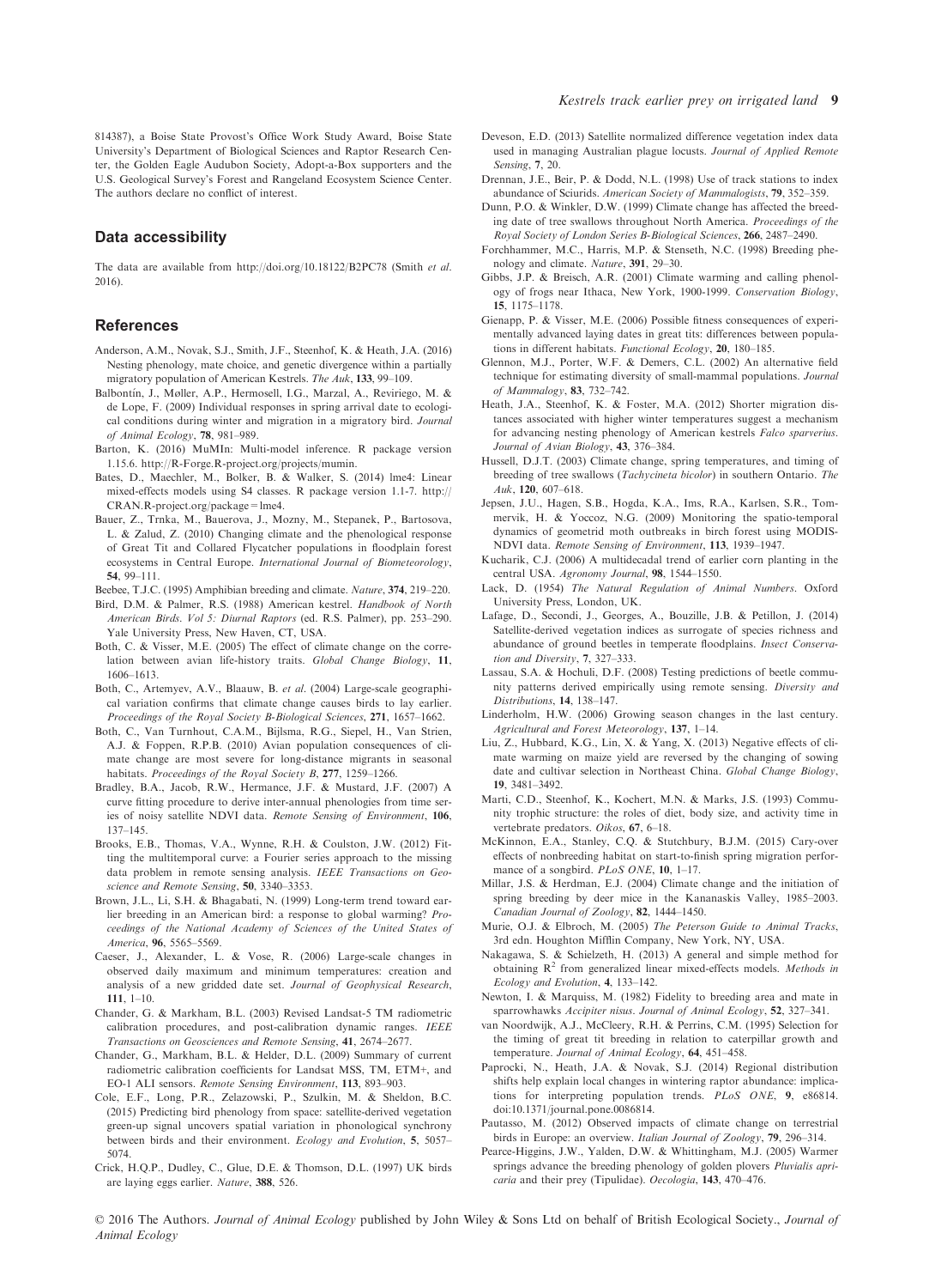814387), a Boise State Provost's Office Work Study Award, Boise State University's Department of Biological Sciences and Raptor Research Center, the Golden Eagle Audubon Society, Adopt-a-Box supporters and the U.S. Geological Survey's Forest and Rangeland Ecosystem Science Center. The authors declare no conflict of interest.

## Data accessibility

The data are available from http://doi.org/10.18122/B2PC78 (Smith *et al.* 2016).

## References

Anderson, A.M., Novak, S.J., Smith, J.F., Steenhof, K. & Heath, J.A. (2016) Nesting phenology, mate choice, and genetic divergence within a partially migratory population of American Kestrels. *The Auk*, **133**, 99–109.

Balbontín, J., Møller, A.P., Hermosell, I.G., Marzal, A., Reviriego, M. & de Lope, F. (2009) Individual responses in spring arrival date to ecological conditions during winter and migration in a migratory bird. *Journal of Animal Ecology*, **78**, 981–989.

Barton, K. (2016) MuMIn: Multi-model inference. R package version 1.15.6. http://R-Forge.R-project.org/projects/mumin.

Bates, D., Maechler, M., Bolker, B. & Walker, S. (2014) lme4: Linear mixed-effects models using S4 classes. R package version 1.1-7. http://CRAN.R-project.org/package=lme4.

Bauer, Z., Trnka, M., Bauerova, J., Mozny, M., Stepanek, P., Bartosova, L. & Zalud, Z. (2010) Changing climate and the phenological response of Great Tit and Collared Flycatcher populations in floodplain forest ecosystems in Central Europe. *International Journal of Biometeorology*, **54**, 99–111.

Beebee, T.J.C. (1995) Amphibian breeding and climate. *Nature*, **374**, 219–220.

Bird, D.M. & Palmer, R.S. (1988) American kestrel. *Handbook of North American Birds. Vol 5: Diurnal Raptors* (ed. R.S. Palmer), pp. 253–290. Yale University Press, New Haven, CT, USA.

Both, C. & Visser, M.E. (2005) The effect of climate change on the correlation between avian life-history traits. *Global Change Biology*, **11**, 1606–1613.

Both, C., Artemyev, A.V., Blaauw, B. *et al.* (2004) Large-scale geographical variation confirms that climate change causes birds to lay earlier. *Proceedings of the Royal Society B-Biological Sciences*, **271**, 1657–1662.

Both, C., Van Turnhout, C.A.M., Bijlsma, R.G., Siepel, H., Van Strien, A.J. & Foppen, R.P.B. (2010) Avian population consequences of climate change are most severe for long-distance migrants in seasonal habitats. *Proceedings of the Royal Society B*, **277**, 1259–1266.

Bradley, B.A., Jacob, R.W., Hermance, J.F. & Mustard, J.F. (2007) A curve fitting procedure to derive inter-annual phenologies from time series of noisy satellite NDVI data. *Remote Sensing of Environment*, **106**, 137–145.

Brooks, E.B., Thomas, V.A., Wynne, R.H. & Coulston, J.W. (2012) Fitting the multitemporal curve: a Fourier series approach to the missing data problem in remote sensing analysis. *IEEE Transactions on Geoscience and Remote Sensing*, **50**, 3340–3353.

Brown, J.L., Li, S.H. & Bhagabati, N. (1999) Long-term trend toward earlier breeding in an American bird: a response to global warming? *Proceedings of the National Academy of Sciences of the United States of America*, **96**, 5565–5569.

Caeser, J., Alexander, L. & Vose, R. (2006) Large-scale changes in observed daily maximum and minimum temperatures: creation and analysis of a new gridded date set. *Journal of Geophysical Research*, **111**, 1–10.

Chander, G. & Markham, B.L. (2003) Revised Landsat-5 TM radiometric calibration procedures, and post-calibration dynamic ranges. *IEEE Transactions on Geosciences and Remote Sensing*, **41**, 2674–2677.

Chander, G., Markham, B.L. & Helder, D.L. (2009) Summary of current radiometric calibration coefficients for Landsat MSS, TM, ETM+, and EO-1 ALI sensors. *Remote Sensing Environment*, **113**, 893–903.

Cole, E.F., Long, P.R., Zelazowski, P., Szulkin, M. & Sheldon, B.C. (2015) Predicting bird phenology from space: satellite-derived vegetation green-up signal uncovers spatial variation in phonological synchrony between birds and their environment. *Ecology and Evolution*, **5**, 5057–5074.

Crick, H.Q.P., Dudley, C., Glue, D.E. & Thomson, D.L. (1997) UK birds are laying eggs earlier. *Nature*, **388**, 526.

Deveson, E.D. (2013) Satellite normalized difference vegetation index data used in managing Australian plague locusts. *Journal of Applied Remote Sensing*, **7**, 20.

Drennan, J.E., Beir, P. & Dodd, N.L. (1998) Use of track stations to index abundance of Sciurids. *American Society of Mammalogists*, **79**, 352–359.

Dunn, P.O. & Winkler, D.W. (1999) Climate change has affected the breeding date of tree swallows throughout North America. *Proceedings of the Royal Society of London Series B-Biological Sciences*, **266**, 2487–2490.

Forchhammer, M.C., Harris, M.P. & Stenseth, N.C. (1998) Breeding phenology and climate. *Nature*, **391**, 29–30.

Gibbs, J.P. & Breisch, A.R. (2001) Climate warming and calling phenology of frogs near Ithaca, New York, 1900-1999. *Conservation Biology*, **15**, 1175–1178.

Gienapp, P. & Visser, M.E. (2006) Possible fitness consequences of experimentally advanced laying dates in great tits: differences between populations in different habitats. *Functional Ecology*, **20**, 180–185.

Glennon, M.J., Porter, W.F. & Demers, C.L. (2002) An alternative field technique for estimating diversity of small-mammal populations. *Journal of Mammalogy*, **83**, 732–742.

Heath, J.A., Steenhof, K. & Foster, M.A. (2012) Shorter migration distances associated with higher winter temperatures suggest a mechanism for advancing nesting phenology of American kestrels *Falco sparverius*. *Journal of Avian Biology*, **43**, 376–384.

Hussell, D.J.T. (2003) Climate change, spring temperatures, and timing of breeding of tree swallows (*Tachycineta bicolor*) in southern Ontario. *The Auk*, **120**, 607–618.

Jepsen, J.U., Hagen, S.B., Hogda, K.A., Ims, R.A., Karlsen, S.R., Tommervik, H. & Yoccoz, N.G. (2009) Monitoring the spatio-temporal dynamics of geometrid moth outbreaks in birch forest using MODIS-NDVI data. *Remote Sensing of Environment*, **113**, 1939–1947.

Kucharik, C.J. (2006) A multidecadal trend of earlier corn planting in the central USA. *Agronomy Journal*, **98**, 1544–1550.

Lack, D. (1954) *The Natural Regulation of Animal Numbers*. Oxford University Press, London, UK.

Lafage, D., Secondi, J., Georges, A., Bouzille, J.B. & Petillon, J. (2014) Satellite-derived vegetation indices as surrogate of species richness and abundance of ground beetles in temperate floodplains. *Insect Conservation and Diversity*, **7**, 327–333.

Lassau, S.A. & Hochuli, D.F. (2008) Testing predictions of beetle community patterns derived empirically using remote sensing. *Diversity and Distributions*, **14**, 138–147.

Linderholm, H.W. (2006) Growing season changes in the last century. *Agricultural and Forest Meteorology*, **137**, 1–14.

Liu, Z., Hubbard, K.G., Lin, X. & Yang, X. (2013) Negative effects of climate warming on maize yield are reversed by the changing of sowing date and cultivar selection in Northeast China. *Global Change Biology*, **19**, 3481–3492.

Marti, C.D., Steenhof, K., Kochert, M.N. & Marks, J.S. (1993) Community trophic structure: the roles of diet, body size, and activity time in vertebrate predators. *Oikos*, **67**, 6–18.

McKinnon, E.A., Stanley, C.Q. & Stutchbury, B.J.M. (2015) Cary-over effects of nonbreeding habitat on start-to-finish spring migration performance of a songbird. *PLoS ONE*, **10**, 1–17.

Millar, J.S. & Herdman, E.J. (2004) Climate change and the initiation of spring breeding by deer mice in the Kananaskis Valley, 1985–2003. *Canadian Journal of Zoology*, **82**, 1444–1450.

Murie, O.J. & Elbroch, M. (2005) *The Peterson Guide to Animal Tracks*, 3rd edn. Houghton Mifflin Company, New York, NY, USA.

Nakagawa, S. & Schielzeth, H. (2013) A general and simple method for obtaining $R^2$ from generalized linear mixed-effects models. *Methods in Ecology and Evolution*, **4**, 133–142.

Newton, I. & Marquiss, M. (1982) Fidelity to breeding area and mate in sparrowhawks *Accipiter nisus*. *Journal of Animal Ecology*, **52**, 327–341.

van Noordwijk, A.J., McCleery, R.H. & Perrins, C.M. (1995) Selection for the timing of great tit breeding in relation to caterpillar growth and temperature. *Journal of Animal Ecology*, **64**, 451–458.

Paprocki, N., Heath, J.A. & Novak, S.J. (2014) Regional distribution shifts help explain local changes in wintering raptor abundance: implications for interpreting population trends. *PLoS ONE*, **9**, e86814. doi:10.1371/journal.pone.0086814.

Pautasso, M. (2012) Observed impacts of climate change on terrestrial birds in Europe: an overview. *Italian Journal of Zoology*, **79**, 296–314.

Pearce-Higgins, J.W., Yalden, D.W. & Whittingham, M.J. (2005) Warmer springs advance the breeding phenology of golden plovers *Pluvialis apricaria* and their prey (Tipulidae). *Oecologia*, **143**, 470–476.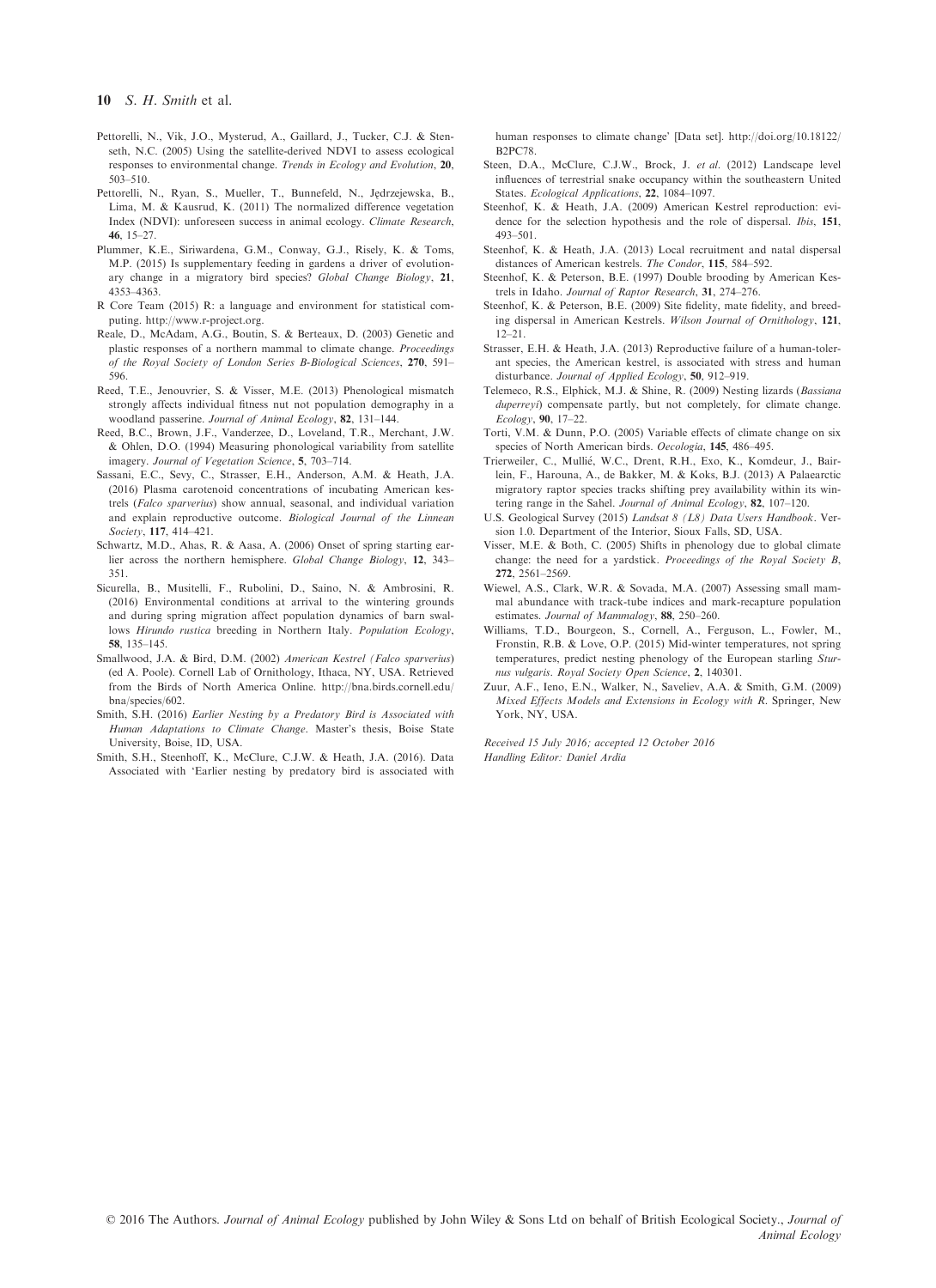Pettorelli, N., Vik, J.O., Mysterud, A., Gaillard, J., Tucker, C.J. & Stenseth, N.C. (2005) Using the satellite-derived NDVI to assess ecological responses to environmental change. *Trends in Ecology and Evolution*, **20**, 503–510.

Pettorelli, N., Ryan, S., Mueller, T., Bunnefeld, N., Jędrzejewska, B., Lima, M. & Kausrud, K. (2011) The normalized difference vegetation Index (NDVI): unforeseen success in animal ecology. *Climate Research*, **46**, 15–27.

Plummer, K.E., Siriwardena, G.M., Conway, G.J., Risely, K. & Toms, M.P. (2015) Is supplementary feeding in gardens a driver of evolutionary change in a migratory bird species? *Global Change Biology*, **21**, 4353–4363.

R Core Team (2015) R: a language and environment for statistical computing. http://www.r-project.org.

Reale, D., McAdam, A.G., Boutin, S. & Berteaux, D. (2003) Genetic and plastic responses of a northern mammal to climate change. *Proceedings of the Royal Society of London Series B-Biological Sciences*, **270**, 591–596.

Reed, T.E., Jenouvrier, S. & Visser, M.E. (2013) Phenological mismatch strongly affects individual fitness nut not population demography in a woodland passerine. *Journal of Animal Ecology*, **82**, 131–144.

Reed, B.C., Brown, J.F., Vanderzee, D., Loveland, T.R., Merchant, J.W. & Ohlen, D.O. (1994) Measuring phonological variability from satellite imagery. *Journal of Vegetation Science*, **5**, 703–714.

Sassani, E.C., Sevy, C., Strasser, E.H., Anderson, A.M. & Heath, J.A. (2016) Plasma carotenoid concentrations of incubating American kestrels (*Falco sparverius*) show annual, seasonal, and individual variation and explain reproductive outcome. *Biological Journal of the Linnean Society*, **117**, 414–421.

Schwartz, M.D., Ahas, R. & Aasa, A. (2006) Onset of spring starting earlier across the northern hemisphere. *Global Change Biology*, **12**, 343–351.

Sicurella, B., Musitelli, F., Rubolini, D., Saino, N. & Ambrosini, R. (2016) Environmental conditions at arrival to the wintering grounds and during spring migration affect population dynamics of barn swallows *Hirundo rustica* breeding in Northern Italy. *Population Ecology*, **58**, 135–145.

Smallwood, J.A. & Bird, D.M. (2002) *American Kestrel (Falco sparverius)* (ed A. Poole). Cornell Lab of Ornithology, Ithaca, NY, USA. Retrieved from the Birds of North America Online. http://bna.birds.cornell.edu/bna/species/602.

Smith, S.H. (2016) *Earlier Nesting by a Predatory Bird is Associated with Human Adaptations to Climate Change*. Master's thesis, Boise State University, Boise, ID, USA.

Smith, S.H., Steenhoff, K., McClure, C.J.W. & Heath, J.A. (2016). Data Associated with 'Earlier nesting by predatory bird is associated with human responses to climate change' [Data set]. http://doi.org/10.18122/B2PC78.

Steen, D.A., McClure, C.J.W., Brock, J. *et al.* (2012) Landscape level influences of terrestrial snake occupancy within the southeastern United States. *Ecological Applications*, **22**, 1084–1097.

Steenhof, K. & Heath, J.A. (2009) American Kestrel reproduction: evidence for the selection hypothesis and the role of dispersal. *Ibis*, **151**, 493–501.

Steenhof, K. & Heath, J.A. (2013) Local recruitment and natal dispersal distances of American kestrels. *The Condor*, **115**, 584–592.

Steenhof, K. & Peterson, B.E. (1997) Double brooding by American Kestrels in Idaho. *Journal of Raptor Research*, **31**, 274–276.

Steenhof, K. & Peterson, B.E. (2009) Site fidelity, mate fidelity, and breeding dispersal in American Kestrels. *Wilson Journal of Ornithology*, **121**, 12–21.

Strasser, E.H. & Heath, J.A. (2013) Reproductive failure of a human-tolerant species, the American kestrel, is associated with stress and human disturbance. *Journal of Applied Ecology*, **50**, 912–919.

Telemeco, R.S., Elphick, M.J. & Shine, R. (2009) Nesting lizards (*Bassiana duperreyi*) compensate partly, but not completely, for climate change. *Ecology*, **90**, 17–22.

Torti, V.M. & Dunn, P.O. (2005) Variable effects of climate change on six species of North American birds. *Oecologia*, **145**, 486–495.

Trierweiler, C., Mullié, W.C., Drent, R.H., Exo, K., Komdeur, J., Bairlein, F., Harouna, A., de Bakker, M. & Koks, B.J. (2013) A Palaearctic migratory raptor species tracks shifting prey availability within its wintering range in the Sahel. *Journal of Animal Ecology*, **82**, 107–120.

U.S. Geological Survey (2015) *Landsat 8 (L8) Data Users Handbook*. Version 1.0. Department of the Interior, Sioux Falls, SD, USA.

Visser, M.E. & Both, C. (2005) Shifts in phenology due to global climate change: the need for a yardstick. *Proceedings of the Royal Society B*, **272**, 2561–2569.

Wiewel, A.S., Clark, W.R. & Sovada, M.A. (2007) Assessing small mammal abundance with track-tube indices and mark-recapture population estimates. *Journal of Mammalogy*, **88**, 250–260.

Williams, T.D., Bourgeon, S., Cornell, A., Ferguson, L., Fowler, M., Fronstin, R.B. & Love, O.P. (2015) Mid-winter temperatures, not spring temperatures, predict nesting phenology of the European starling *Sturnus vulgaris*. *Royal Society Open Science*, **2**, 140301.

Zuur, A.F., Ieno, E.N., Walker, N., Saveliev, A.A. & Smith, G.M. (2009) *Mixed Effects Models and Extensions in Ecology with R*. Springer, New York, NY, USA.

*Received 15 July 2016; accepted 12 October 2016*
*Handling Editor: Daniel Ardia*